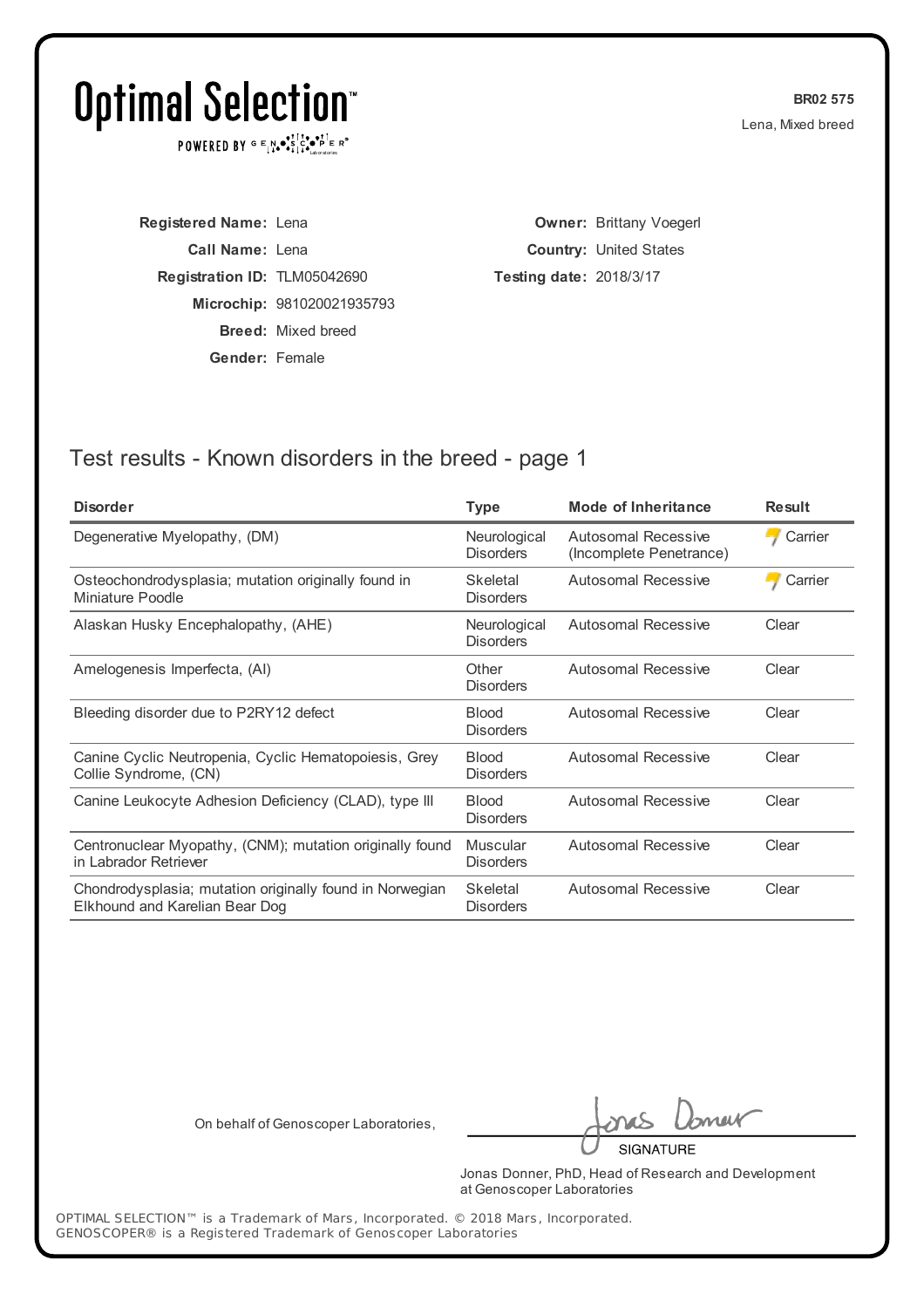# Optimal Selection™

POWERED BY GENOSCOPER® Laboratories

**BR02 575**
Lena, Mixed breed

**Registered Name:** Lena
**Call Name:** Lena
**Registration ID:** TLM05042690
**Microchip:** 981020021935793
**Breed:** Mixed breed
**Gender:** Female

**Owner:** Brittany Voegerl
**Country:** United States
**Testing date:** 2018/3/17

## Test results - Known disorders in the breed - page 1

| Disorder | Type | Mode of Inheritance | Result |
|---|---|---|---|
| Degenerative Myelopathy, (DM) | Neurological Disorders | Autosomal Recessive (Incomplete Penetrance) | Carrier |
| Osteochondrodysplasia; mutation originally found in Miniature Poodle | Skeletal Disorders | Autosomal Recessive | Carrier |
| Alaskan Husky Encephalopathy, (AHE) | Neurological Disorders | Autosomal Recessive | Clear |
| Amelogenesis Imperfecta, (AI) | Other Disorders | Autosomal Recessive | Clear |
| Bleeding disorder due to P2RY12 defect | Blood Disorders | Autosomal Recessive | Clear |
| Canine Cyclic Neutropenia, Cyclic Hematopoiesis, Grey Collie Syndrome, (CN) | Blood Disorders | Autosomal Recessive | Clear |
| Canine Leukocyte Adhesion Deficiency (CLAD), type III | Blood Disorders | Autosomal Recessive | Clear |
| Centronuclear Myopathy, (CNM); mutation originally found in Labrador Retriever | Muscular Disorders | Autosomal Recessive | Clear |
| Chondrodysplasia; mutation originally found in Norwegian Elkhound and Karelian Bear Dog | Skeletal Disorders | Autosomal Recessive | Clear |

On behalf of Genoscoper Laboratories,

SIGNATURE

Jonas Donner, PhD, Head of Research and Development at Genoscoper Laboratories

OPTIMAL SELECTION™ is a Trademark of Mars, Incorporated. © 2018 Mars, Incorporated.
GENOSCOPER® is a Registered Trademark of Genoscoper Laboratories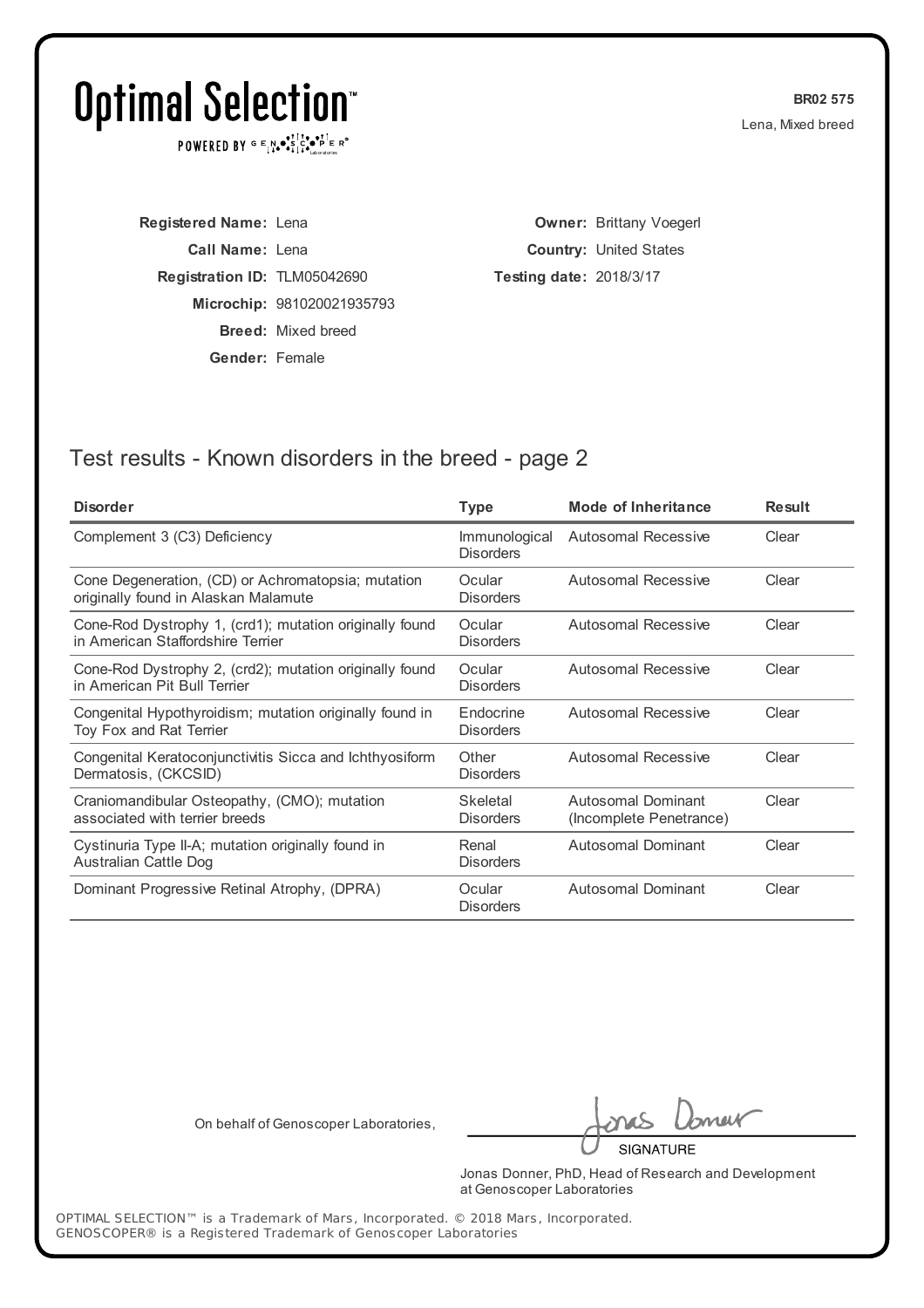# Optimal Selection™

POWERED BY GENOSCOPER® Laboratories

**BR02 575**

Lena, Mixed breed

**Registered Name:** Lena

**Call Name:** Lena

**Registration ID:** TLM05042690

**Microchip:** 981020021935793

**Breed:** Mixed breed

**Gender:** Female

**Owner:** Brittany Voegerl

**Country:** United States

**Testing date:** 2018/3/17

## Test results - Known disorders in the breed - page 2

| Disorder | Type | Mode of Inheritance | Result |
|---|---|---|---|
| Complement 3 (C3) Deficiency | Immunological Disorders | Autosomal Recessive | Clear |
| Cone Degeneration, (CD) or Achromatopsia; mutation originally found in Alaskan Malamute | Ocular Disorders | Autosomal Recessive | Clear |
| Cone-Rod Dystrophy 1, (crd1); mutation originally found in American Staffordshire Terrier | Ocular Disorders | Autosomal Recessive | Clear |
| Cone-Rod Dystrophy 2, (crd2); mutation originally found in American Pit Bull Terrier | Ocular Disorders | Autosomal Recessive | Clear |
| Congenital Hypothyroidism; mutation originally found in Toy Fox and Rat Terrier | Endocrine Disorders | Autosomal Recessive | Clear |
| Congenital Keratoconjunctivitis Sicca and Ichthyosiform Dermatosis, (CKCSID) | Other Disorders | Autosomal Recessive | Clear |
| Craniomandibular Osteopathy, (CMO); mutation associated with terrier breeds | Skeletal Disorders | Autosomal Dominant (Incomplete Penetrance) | Clear |
| Cystinuria Type II-A; mutation originally found in Australian Cattle Dog | Renal Disorders | Autosomal Dominant | Clear |
| Dominant Progressive Retinal Atrophy, (DPRA) | Ocular Disorders | Autosomal Dominant | Clear |

On behalf of Genoscoper Laboratories,

SIGNATURE

Jonas Donner, PhD, Head of Research and Development at Genoscoper Laboratories

OPTIMAL SELECTION™ is a Trademark of Mars, Incorporated. © 2018 Mars, Incorporated.
GENOSCOPER® is a Registered Trademark of Genoscoper Laboratories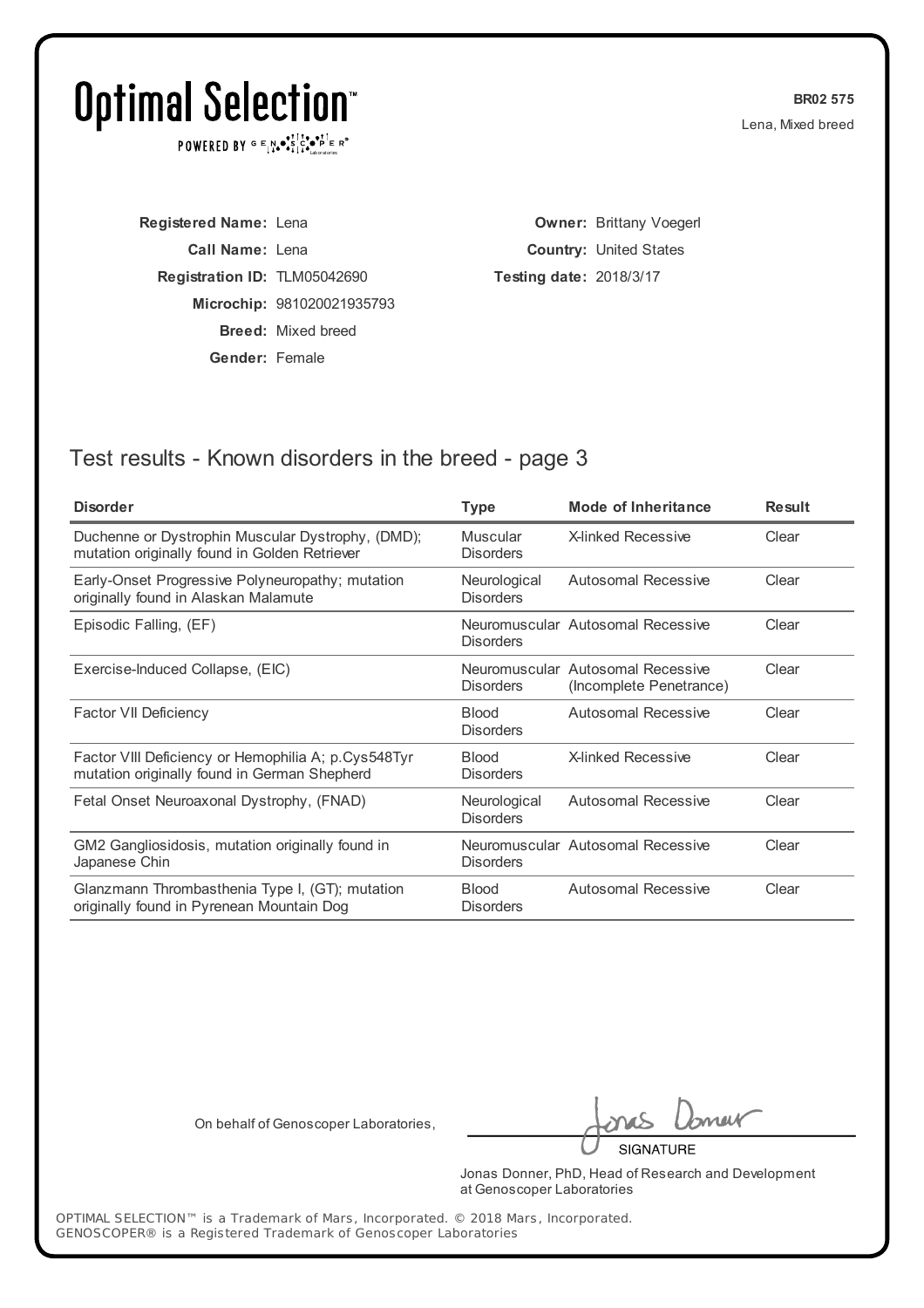# Optimal Selection™

POWERED BY GENOSCOPER® Laboratories

**BR02 575**

Lena, Mixed breed

**Registered Name:** Lena
**Call Name:** Lena
**Registration ID:** TLM05042690
**Microchip:** 981020021935793
**Breed:** Mixed breed
**Gender:** Female

**Owner:** Brittany Voegerl
**Country:** United States
**Testing date:** 2018/3/17

## Test results - Known disorders in the breed - page 3

| Disorder | Type | Mode of Inheritance | Result |
|---|---|---|---|
| Duchenne or Dystrophin Muscular Dystrophy, (DMD); mutation originally found in Golden Retriever | Muscular Disorders | X-linked Recessive | Clear |
| Early-Onset Progressive Polyneuropathy; mutation originally found in Alaskan Malamute | Neurological Disorders | Autosomal Recessive | Clear |
| Episodic Falling, (EF) | Neuromuscular Disorders | Autosomal Recessive | Clear |
| Exercise-Induced Collapse, (EIC) | Neuromuscular Disorders | Autosomal Recessive (Incomplete Penetrance) | Clear |
| Factor VII Deficiency | Blood Disorders | Autosomal Recessive | Clear |
| Factor VIII Deficiency or Hemophilia A; p.Cys548Tyr mutation originally found in German Shepherd | Blood Disorders | X-linked Recessive | Clear |
| Fetal Onset Neuroaxonal Dystrophy, (FNAD) | Neurological Disorders | Autosomal Recessive | Clear |
| GM2 Gangliosidosis, mutation originally found in Japanese Chin | Neuromuscular Disorders | Autosomal Recessive | Clear |
| Glanzmann Thrombasthenia Type I, (GT); mutation originally found in Pyrenean Mountain Dog | Blood Disorders | Autosomal Recessive | Clear |

On behalf of Genoscoper Laboratories,

SIGNATURE

Jonas Donner, PhD, Head of Research and Development at Genoscoper Laboratories

OPTIMAL SELECTION™ is a Trademark of Mars, Incorporated. © 2018 Mars, Incorporated.
GENOSCOPER® is a Registered Trademark of Genoscoper Laboratories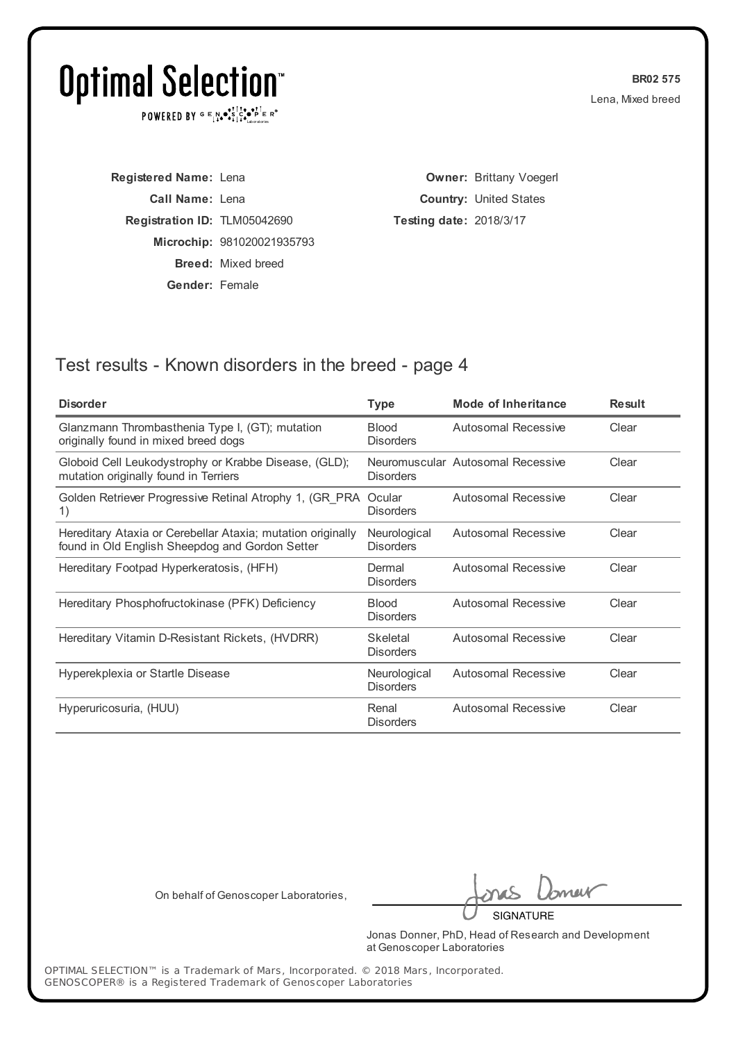# Optimal Selection™

POWERED BY GENOSCOPER® Laboratories

**BR02 575**
Lena, Mixed breed

**Registered Name:** Lena
**Call Name:** Lena
**Registration ID:** TLM05042690
**Microchip:** 981020021935793
**Breed:** Mixed breed
**Gender:** Female

**Owner:** Brittany Voegerl
**Country:** United States
**Testing date:** 2018/3/17

## Test results - Known disorders in the breed - page 4

| Disorder | Type | Mode of Inheritance | Result |
|---|---|---|---|
| Glanzmann Thrombasthenia Type I, (GT); mutation originally found in mixed breed dogs | Blood Disorders | Autosomal Recessive | Clear |
| Globoid Cell Leukodystrophy or Krabbe Disease, (GLD); mutation originally found in Terriers | Neuromuscular Disorders | Autosomal Recessive | Clear |
| Golden Retriever Progressive Retinal Atrophy 1, (GR_PRA 1) | Ocular Disorders | Autosomal Recessive | Clear |
| Hereditary Ataxia or Cerebellar Ataxia; mutation originally found in Old English Sheepdog and Gordon Setter | Neurological Disorders | Autosomal Recessive | Clear |
| Hereditary Footpad Hyperkeratosis, (HFH) | Dermal Disorders | Autosomal Recessive | Clear |
| Hereditary Phosphofructokinase (PFK) Deficiency | Blood Disorders | Autosomal Recessive | Clear |
| Hereditary Vitamin D-Resistant Rickets, (HVDRR) | Skeletal Disorders | Autosomal Recessive | Clear |
| Hyperekplexia or Startle Disease | Neurological Disorders | Autosomal Recessive | Clear |
| Hyperuricosuria, (HUU) | Renal Disorders | Autosomal Recessive | Clear |

On behalf of Genoscoper Laboratories,

SIGNATURE

Jonas Donner, PhD, Head of Research and Development at Genoscoper Laboratories

OPTIMAL SELECTION™ is a Trademark of Mars, Incorporated. © 2018 Mars, Incorporated.
GENOSCOPER® is a Registered Trademark of Genoscoper Laboratories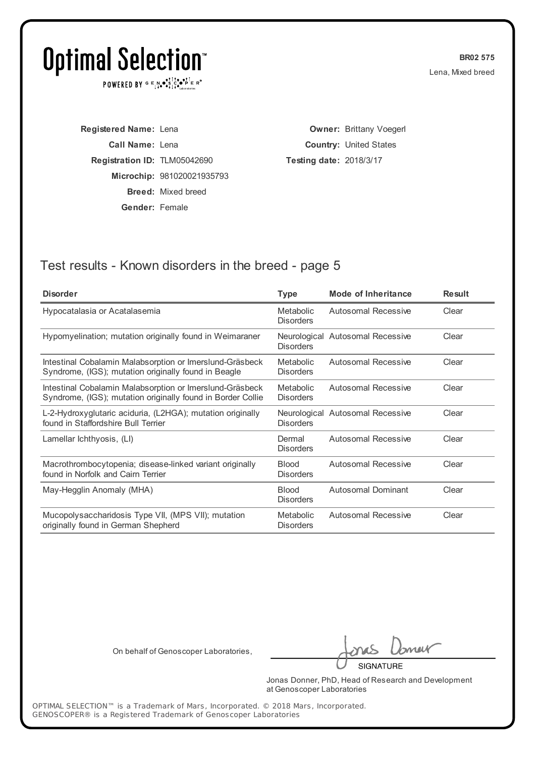# Optimal Selection™

POWERED BY GENOSCOPER Laboratories

**BR02 575**
Lena, Mixed breed

**Registered Name:** Lena
**Call Name:** Lena
**Registration ID:** TLM05042690
**Microchip:** 981020021935793
**Breed:** Mixed breed
**Gender:** Female

**Owner:** Brittany Voegerl
**Country:** United States
**Testing date:** 2018/3/17

## Test results - Known disorders in the breed - page 5

| Disorder | Type | Mode of Inheritance | Result |
|---|---|---|---|
| Hypocatalasia or Acatalasemia | Metabolic Disorders | Autosomal Recessive | Clear |
| Hypomyelination; mutation originally found in Weimaraner | Neurological Disorders | Autosomal Recessive | Clear |
| Intestinal Cobalamin Malabsorption or Imerslund-Gräsbeck Syndrome, (IGS); mutation originally found in Beagle | Metabolic Disorders | Autosomal Recessive | Clear |
| Intestinal Cobalamin Malabsorption or Imerslund-Gräsbeck Syndrome, (IGS); mutation originally found in Border Collie | Metabolic Disorders | Autosomal Recessive | Clear |
| L-2-Hydroxyglutaric aciduria, (L2HGA); mutation originally found in Staffordshire Bull Terrier | Neurological Disorders | Autosomal Recessive | Clear |
| Lamellar Ichthyosis, (LI) | Dermal Disorders | Autosomal Recessive | Clear |
| Macrothrombocytopenia; disease-linked variant originally found in Norfolk and Cairn Terrier | Blood Disorders | Autosomal Recessive | Clear |
| May-Hegglin Anomaly (MHA) | Blood Disorders | Autosomal Dominant | Clear |
| Mucopolysaccharidosis Type VII, (MPS VII); mutation originally found in German Shepherd | Metabolic Disorders | Autosomal Recessive | Clear |

On behalf of Genoscoper Laboratories,

SIGNATURE

Jonas Donner, PhD, Head of Research and Development at Genoscoper Laboratories

OPTIMAL SELECTION™ is a Trademark of Mars, Incorporated. © 2018 Mars, Incorporated.
GENOSCOPER® is a Registered Trademark of Genoscoper Laboratories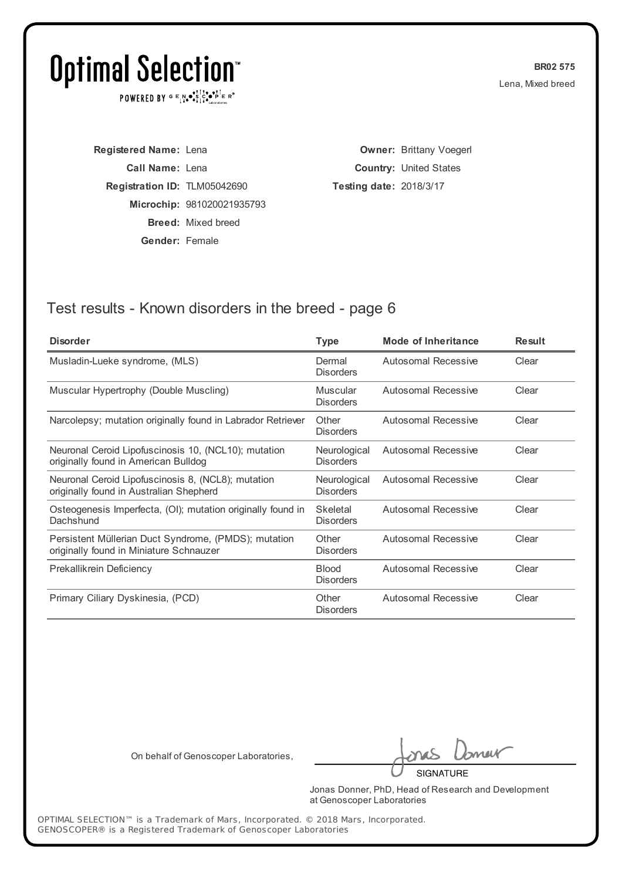# Optimal Selection™

POWERED BY GENOSCOPER® Laboratories

**BR02 575**
Lena, Mixed breed

**Registered Name:** Lena
**Call Name:** Lena
**Registration ID:** TLM05042690
**Microchip:** 981020021935793
**Breed:** Mixed breed
**Gender:** Female

**Owner:** Brittany Voegerl
**Country:** United States
**Testing date:** 2018/3/17

## Test results - Known disorders in the breed - page 6

| Disorder | Type | Mode of Inheritance | Result |
|---|---|---|---|
| Musladin-Lueke syndrome, (MLS) | Dermal Disorders | Autosomal Recessive | Clear |
| Muscular Hypertrophy (Double Muscling) | Muscular Disorders | Autosomal Recessive | Clear |
| Narcolepsy; mutation originally found in Labrador Retriever | Other Disorders | Autosomal Recessive | Clear |
| Neuronal Ceroid Lipofuscinosis 10, (NCL10); mutation originally found in American Bulldog | Neurological Disorders | Autosomal Recessive | Clear |
| Neuronal Ceroid Lipofuscinosis 8, (NCL8); mutation originally found in Australian Shepherd | Neurological Disorders | Autosomal Recessive | Clear |
| Osteogenesis Imperfecta, (OI); mutation originally found in Dachshund | Skeletal Disorders | Autosomal Recessive | Clear |
| Persistent Müllerian Duct Syndrome, (PMDS); mutation originally found in Miniature Schnauzer | Other Disorders | Autosomal Recessive | Clear |
| Prekallikrein Deficiency | Blood Disorders | Autosomal Recessive | Clear |
| Primary Ciliary Dyskinesia, (PCD) | Other Disorders | Autosomal Recessive | Clear |

On behalf of Genoscoper Laboratories,

SIGNATURE

Jonas Donner, PhD, Head of Research and Development at Genoscoper Laboratories

OPTIMAL SELECTION™ is a Trademark of Mars, Incorporated. © 2018 Mars, Incorporated.
GENOSCOPER® is a Registered Trademark of Genoscoper Laboratories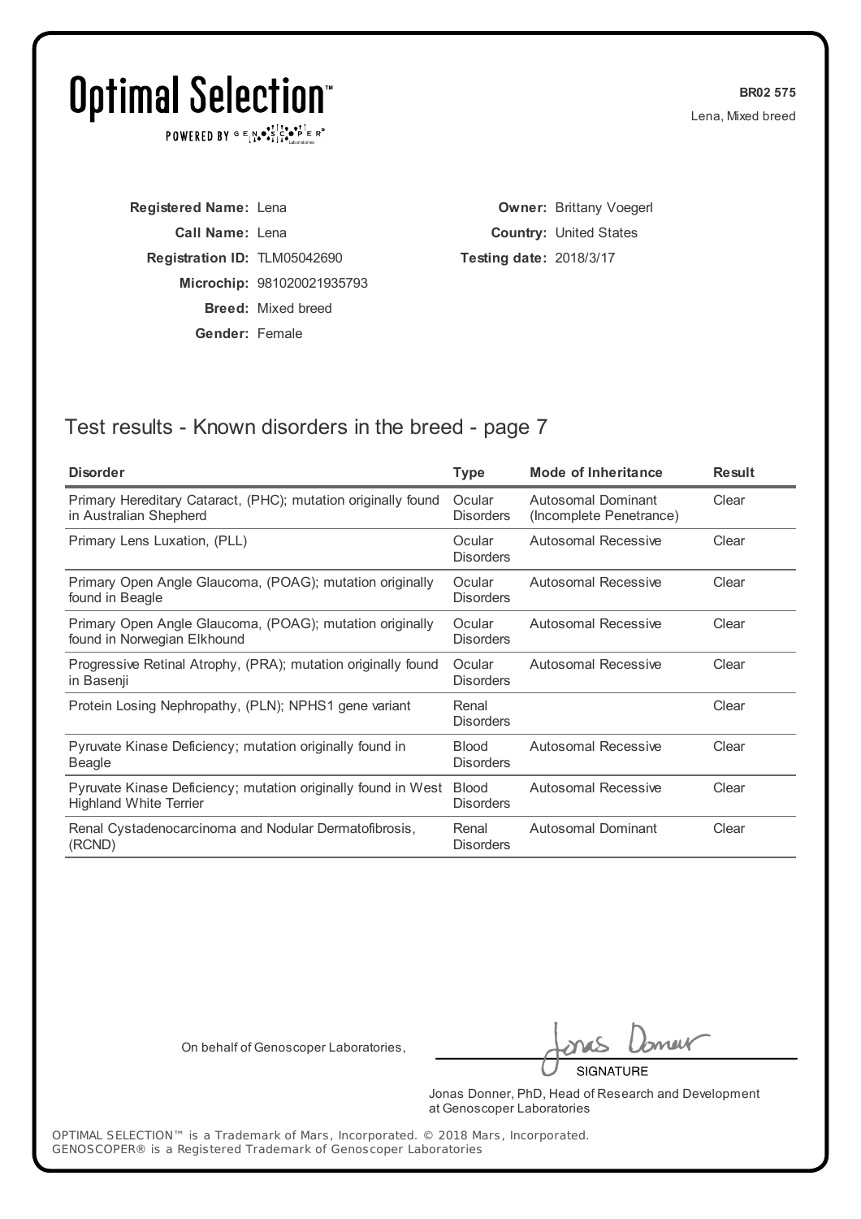**Registered Name:** Lena
**Call Name:** Lena
**Registration ID:** TLM05042690
**Microchip:** 981020021935793
**Breed:** Mixed breed
**Gender:** Female

**Owner:** Brittany Voegerl
**Country:** United States
**Testing date:** 2018/3/17

## Test results - Known disorders in the breed - page 7

| Disorder | Type | Mode of Inheritance | Result |
|---|---|---|---|
| Primary Hereditary Cataract, (PHC); mutation originally found in Australian Shepherd | Ocular Disorders | Autosomal Dominant (Incomplete Penetrance) | Clear |
| Primary Lens Luxation, (PLL) | Ocular Disorders | Autosomal Recessive | Clear |
| Primary Open Angle Glaucoma, (POAG); mutation originally found in Beagle | Ocular Disorders | Autosomal Recessive | Clear |
| Primary Open Angle Glaucoma, (POAG); mutation originally found in Norwegian Elkhound | Ocular Disorders | Autosomal Recessive | Clear |
| Progressive Retinal Atrophy, (PRA); mutation originally found in Basenji | Ocular Disorders | Autosomal Recessive | Clear |
| Protein Losing Nephropathy, (PLN); NPHS1 gene variant | Renal Disorders | | Clear |
| Pyruvate Kinase Deficiency; mutation originally found in Beagle | Blood Disorders | Autosomal Recessive | Clear |
| Pyruvate Kinase Deficiency; mutation originally found in West Highland White Terrier | Blood Disorders | Autosomal Recessive | Clear |
| Renal Cystadenocarcinoma and Nodular Dermatofibrosis, (RCND) | Renal Disorders | Autosomal Dominant | Clear |

On behalf of Genoscoper Laboratories,

SIGNATURE

Jonas Donner, PhD, Head of Research and Development at Genoscoper Laboratories

OPTIMAL SELECTION™ is a Trademark of Mars, Incorporated. © 2018 Mars, Incorporated.
GENOSCOPER® is a Registered Trademark of Genoscoper Laboratories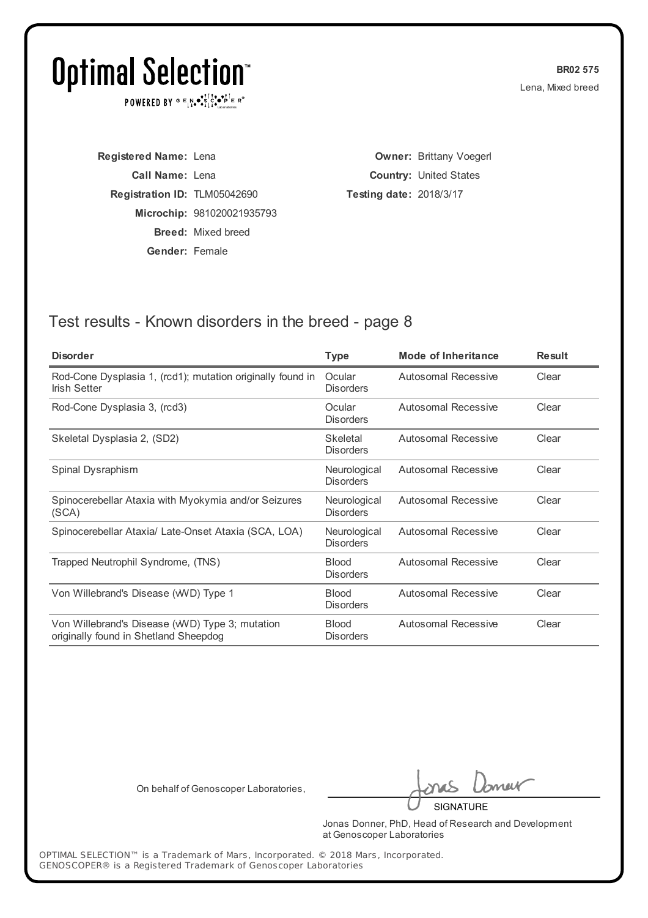# Optimal Selection™

POWERED BY GENOSCOPER® Laboratories

**BR02 575**
Lena, Mixed breed

**Registered Name:** Lena
**Call Name:** Lena
**Registration ID:** TLM05042690
**Microchip:** 981020021935793
**Breed:** Mixed breed
**Gender:** Female

**Owner:** Brittany Voegerl
**Country:** United States
**Testing date:** 2018/3/17

## Test results - Known disorders in the breed - page 8

| Disorder | Type | Mode of Inheritance | Result |
|---|---|---|---|
| Rod-Cone Dysplasia 1, (rcd1); mutation originally found in Irish Setter | Ocular Disorders | Autosomal Recessive | Clear |
| Rod-Cone Dysplasia 3, (rcd3) | Ocular Disorders | Autosomal Recessive | Clear |
| Skeletal Dysplasia 2, (SD2) | Skeletal Disorders | Autosomal Recessive | Clear |
| Spinal Dysraphism | Neurological Disorders | Autosomal Recessive | Clear |
| Spinocerebellar Ataxia with Myokymia and/or Seizures (SCA) | Neurological Disorders | Autosomal Recessive | Clear |
| Spinocerebellar Ataxia/ Late-Onset Ataxia (SCA, LOA) | Neurological Disorders | Autosomal Recessive | Clear |
| Trapped Neutrophil Syndrome, (TNS) | Blood Disorders | Autosomal Recessive | Clear |
| Von Willebrand's Disease (vWD) Type 1 | Blood Disorders | Autosomal Recessive | Clear |
| Von Willebrand's Disease (vWD) Type 3; mutation originally found in Shetland Sheepdog | Blood Disorders | Autosomal Recessive | Clear |

On behalf of Genoscoper Laboratories,

SIGNATURE

Jonas Donner, PhD, Head of Research and Development at Genoscoper Laboratories

OPTIMAL SELECTION™ is a Trademark of Mars, Incorporated. © 2018 Mars, Incorporated.
GENOSCOPER® is a Registered Trademark of Genoscoper Laboratories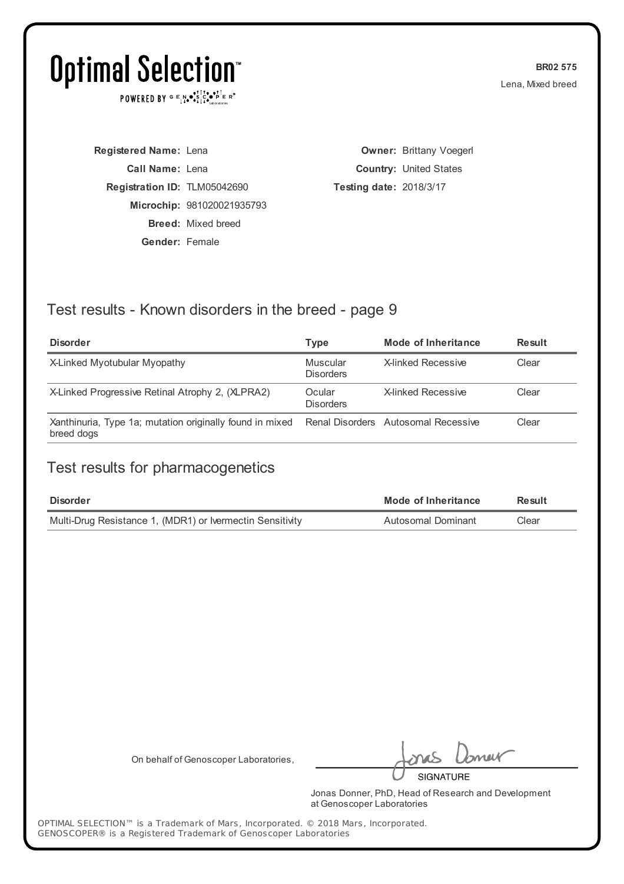# Optimal Selection™

POWERED BY GENOSCOPER® Laboratories

**BR02 575**
Lena, Mixed breed

**Registered Name:** Lena
**Call Name:** Lena
**Registration ID:** TLM05042690
**Microchip:** 981020021935793
**Breed:** Mixed breed
**Gender:** Female

**Owner:** Brittany Voegerl
**Country:** United States
**Testing date:** 2018/3/17

## Test results - Known disorders in the breed - page 9

| Disorder | Type | Mode of Inheritance | Result |
|---|---|---|---|
| X-Linked Myotubular Myopathy | Muscular Disorders | X-linked Recessive | Clear |
| X-Linked Progressive Retinal Atrophy 2, (XLPRA2) | Ocular Disorders | X-linked Recessive | Clear |
| Xanthinuria, Type 1a; mutation originally found in mixed breed dogs | Renal Disorders | Autosomal Recessive | Clear |

## Test results for pharmacogenetics

| Disorder | Mode of Inheritance | Result |
|---|---|---|
| Multi-Drug Resistance 1, (MDR1) or Ivermectin Sensitivity | Autosomal Dominant | Clear |

On behalf of Genoscoper Laboratories,

SIGNATURE

Jonas Donner, PhD, Head of Research and Development at Genoscoper Laboratories

OPTIMAL SELECTION™ is a Trademark of Mars, Incorporated. © 2018 Mars, Incorporated.
GENOSCOPER® is a Registered Trademark of Genoscoper Laboratories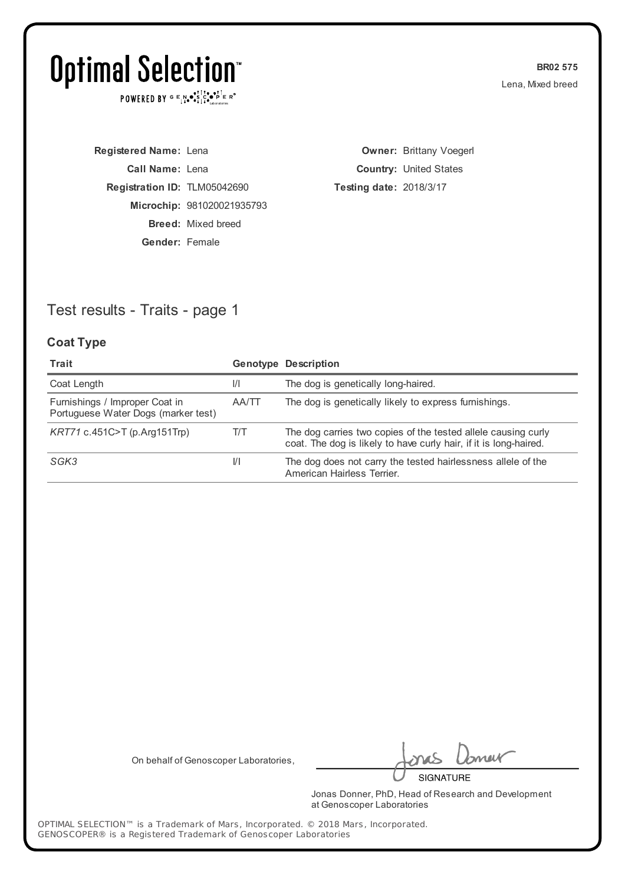# Optimal Selection™

POWERED BY GENOSCOPER® Laboratories

**BR02 575**

Lena, Mixed breed

**Registered Name:** Lena
**Call Name:** Lena
**Registration ID:** TLM05042690
**Microchip:** 981020021935793
**Breed:** Mixed breed
**Gender:** Female

**Owner:** Brittany Voegerl
**Country:** United States
**Testing date:** 2018/3/17

## Test results - Traits - page 1

### Coat Type

| Trait | Genotype | Description |
| --- | --- | --- |
| Coat Length | I/I | The dog is genetically long-haired. |
| Furnishings / Improper Coat in Portuguese Water Dogs (marker test) | AA/TT | The dog is genetically likely to express furnishings. |
| *KRT71* c.451C>T (p.Arg151Trp) | T/T | The dog carries two copies of the tested allele causing curly coat. The dog is likely to have curly hair, if it is long-haired. |
| *SGK3* | I/I | The dog does not carry the tested hairlessness allele of the American Hairless Terrier. |

On behalf of Genoscoper Laboratories,

SIGNATURE

Jonas Donner, PhD, Head of Research and Development at Genoscoper Laboratories

OPTIMAL SELECTION™ is a Trademark of Mars, Incorporated. © 2018 Mars, Incorporated.
GENOSCOPER® is a Registered Trademark of Genoscoper Laboratories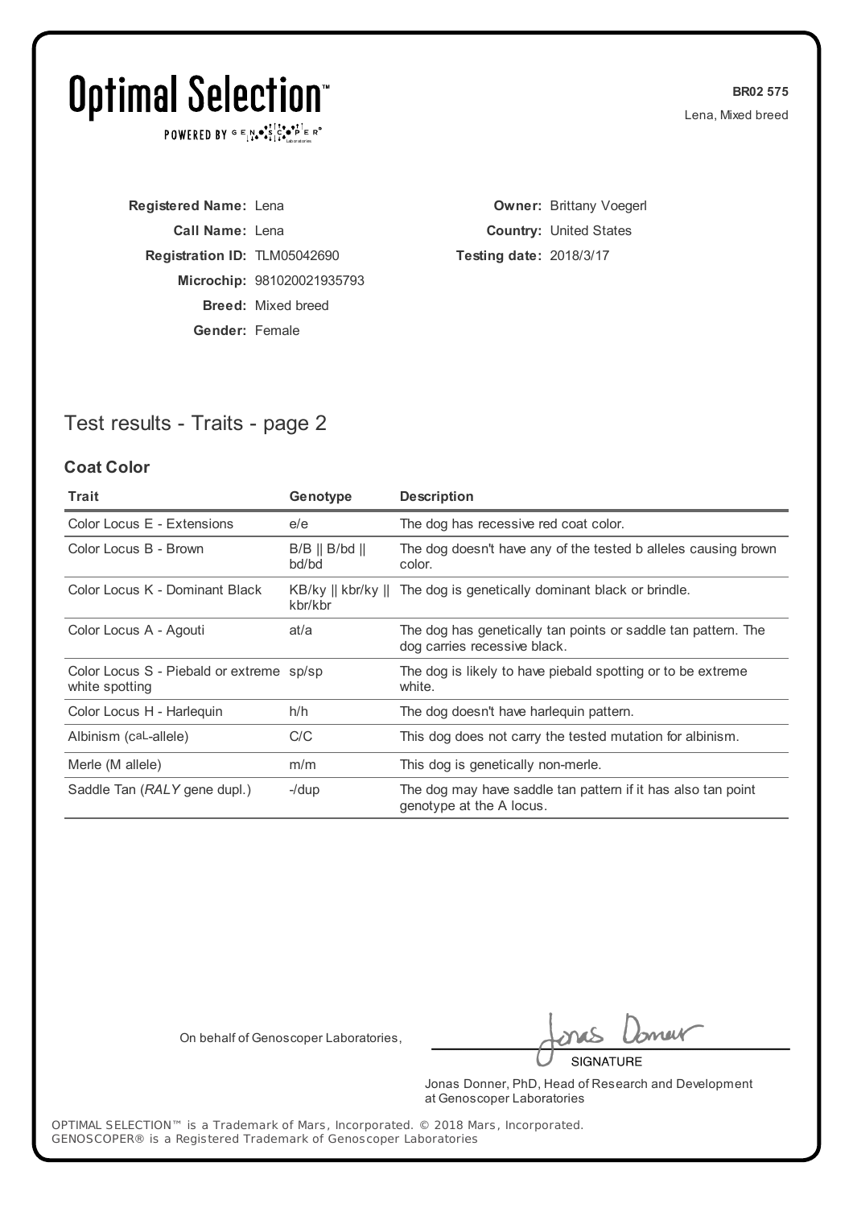# Optimal Selection™

POWERED BY GENOSCOPER® Laboratories

**BR02 575**

Lena, Mixed breed

**Registered Name:** Lena

**Call Name:** Lena

**Registration ID:** TLM05042690

**Microchip:** 981020021935793

**Breed:** Mixed breed

**Gender:** Female

**Owner:** Brittany Voegerl

**Country:** United States

**Testing date:** 2018/3/17

## Test results - Traits - page 2

### Coat Color

| Trait | Genotype | Description |
|---|---|---|
| Color Locus E - Extensions | e/e | The dog has recessive red coat color. |
| Color Locus B - Brown | B/B \|\| B/bd \|\| bd/bd | The dog doesn't have any of the tested b alleles causing brown color. |
| Color Locus K - Dominant Black | KB/ky \|\| kbr/ky \|\| kbr/kbr | The dog is genetically dominant black or brindle. |
| Color Locus A - Agouti | at/a | The dog has genetically tan points or saddle tan pattern. The dog carries recessive black. |
| Color Locus S - Piebald or extreme white spotting | sp/sp | The dog is likely to have piebald spotting or to be extreme white. |
| Color Locus H - Harlequin | h/h | The dog doesn't have harlequin pattern. |
| Albinism (caL-allele) | C/C | This dog does not carry the tested mutation for albinism. |
| Merle (M allele) | m/m | This dog is genetically non-merle. |
| Saddle Tan (*RALY* gene dupl.) | -/dup | The dog may have saddle tan pattern if it has also tan point genotype at the A locus. |

On behalf of Genoscoper Laboratories,

SIGNATURE

Jonas Donner, PhD, Head of Research and Development at Genoscoper Laboratories

OPTIMAL SELECTION™ is a Trademark of Mars, Incorporated. © 2018 Mars, Incorporated.
GENOSCOPER® is a Registered Trademark of Genoscoper Laboratories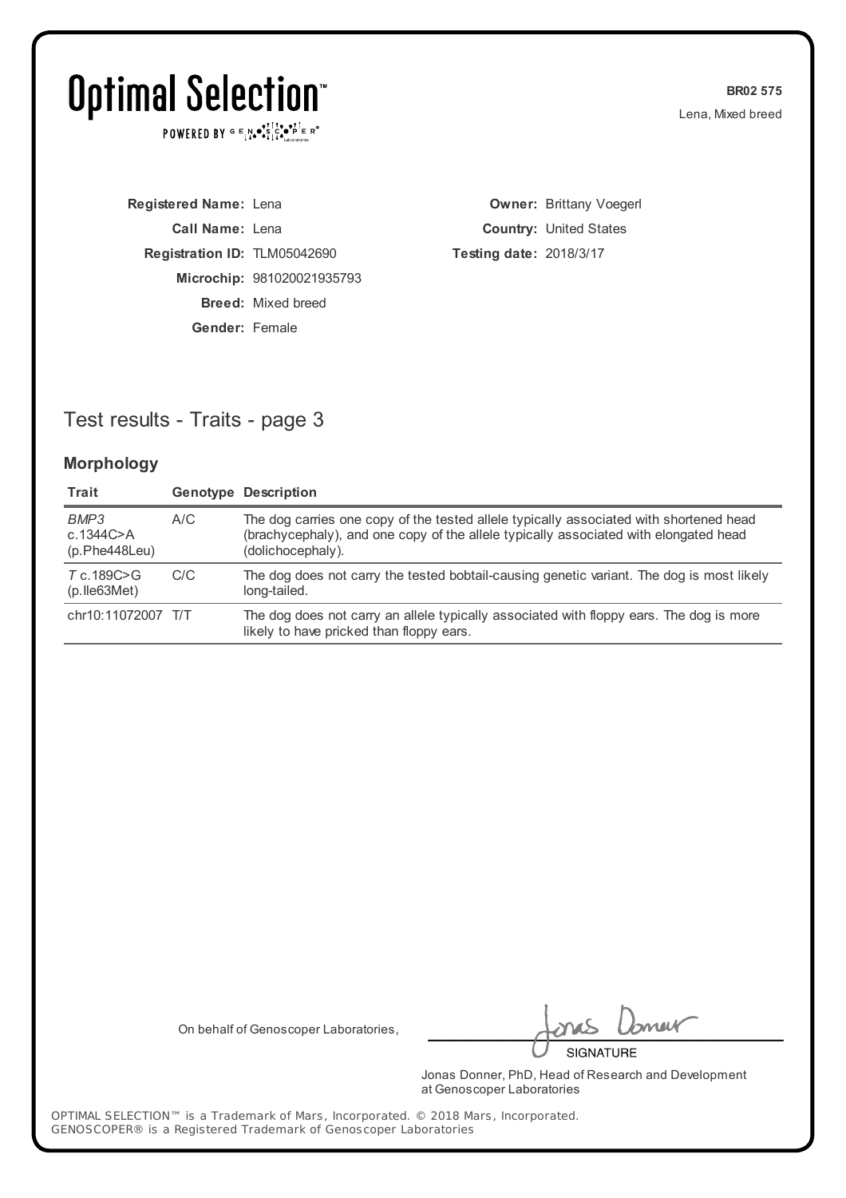# Optimal Selection™

POWERED BY GENOSCOPER®

**BR02 575**
Lena, Mixed breed

**Registered Name:** Lena
**Call Name:** Lena
**Registration ID:** TLM05042690
**Microchip:** 981020021935793
**Breed:** Mixed breed
**Gender:** Female

**Owner:** Brittany Voegerl
**Country:** United States
**Testing date:** 2018/3/17

## Test results - Traits - page 3

### Morphology

| Trait | Genotype | Description |
|---|---|---|
| *BMP3* c.1344C>A (p.Phe448Leu) | A/C | The dog carries one copy of the tested allele typically associated with shortened head (brachycephaly), and one copy of the allele typically associated with elongated head (dolichocephaly). |
| *T* c.189C>G (p.Ile63Met) | C/C | The dog does not carry the tested bobtail-causing genetic variant. The dog is most likely long-tailed. |
| chr10:11072007 | T/T | The dog does not carry an allele typically associated with floppy ears. The dog is more likely to have pricked than floppy ears. |

On behalf of Genoscoper Laboratories,

SIGNATURE

Jonas Donner, PhD, Head of Research and Development at Genoscoper Laboratories

OPTIMAL SELECTION™ is a Trademark of Mars, Incorporated. © 2018 Mars, Incorporated.
GENOSCOPER® is a Registered Trademark of Genoscoper Laboratories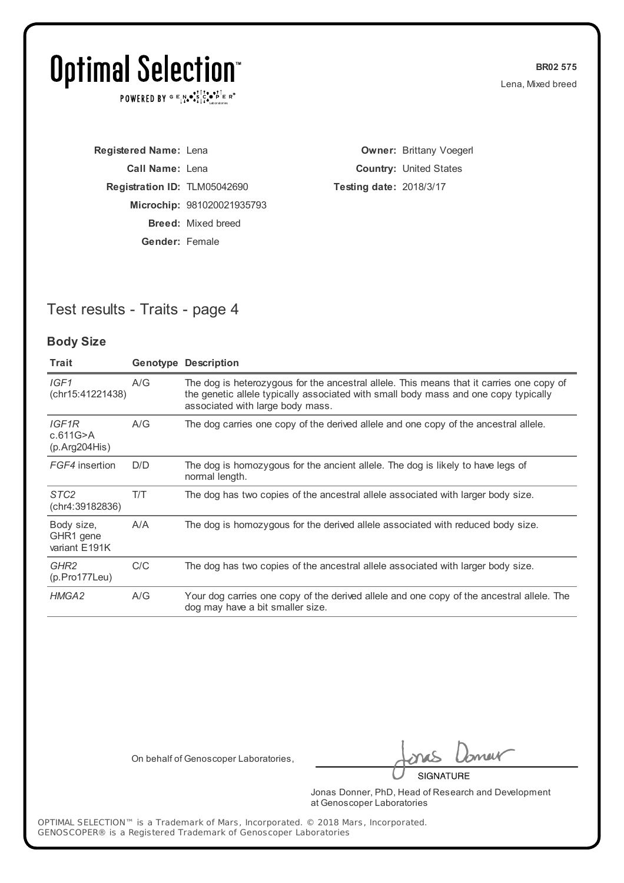# Optimal Selection™

POWERED BY GENOSCOPER® Laboratories

**BR02 575**

Lena, Mixed breed

**Registered Name:** Lena

**Call Name:** Lena

**Registration ID:** TLM05042690

**Microchip:** 981020021935793

**Breed:** Mixed breed

**Gender:** Female

**Owner:** Brittany Voegerl

**Country:** United States

**Testing date:** 2018/3/17

## Test results - Traits - page 4

### Body Size

| Trait | Genotype | Description |
|---|---|---|
| *IGF1* (chr15:41221438) | A/G | The dog is heterozygous for the ancestral allele. This means that it carries one copy of the genetic allele typically associated with small body mass and one copy typically associated with large body mass. |
| *IGF1R* c.611G>A (p.Arg204His) | A/G | The dog carries one copy of the derived allele and one copy of the ancestral allele. |
| *FGF4* insertion | D/D | The dog is homozygous for the ancient allele. The dog is likely to have legs of normal length. |
| *STC2* (chr4:39182836) | T/T | The dog has two copies of the ancestral allele associated with larger body size. |
| Body size, GHR1 gene variant E191K | A/A | The dog is homozygous for the derived allele associated with reduced body size. |
| *GHR2* (p.Pro177Leu) | C/C | The dog has two copies of the ancestral allele associated with larger body size. |
| *HMGA2* | A/G | Your dog carries one copy of the derived allele and one copy of the ancestral allele. The dog may have a bit smaller size. |

On behalf of Genoscoper Laboratories,

SIGNATURE

Jonas Donner, PhD, Head of Research and Development at Genoscoper Laboratories

OPTIMAL SELECTION™ is a Trademark of Mars, Incorporated. © 2018 Mars, Incorporated.
GENOSCOPER® is a Registered Trademark of Genoscoper Laboratories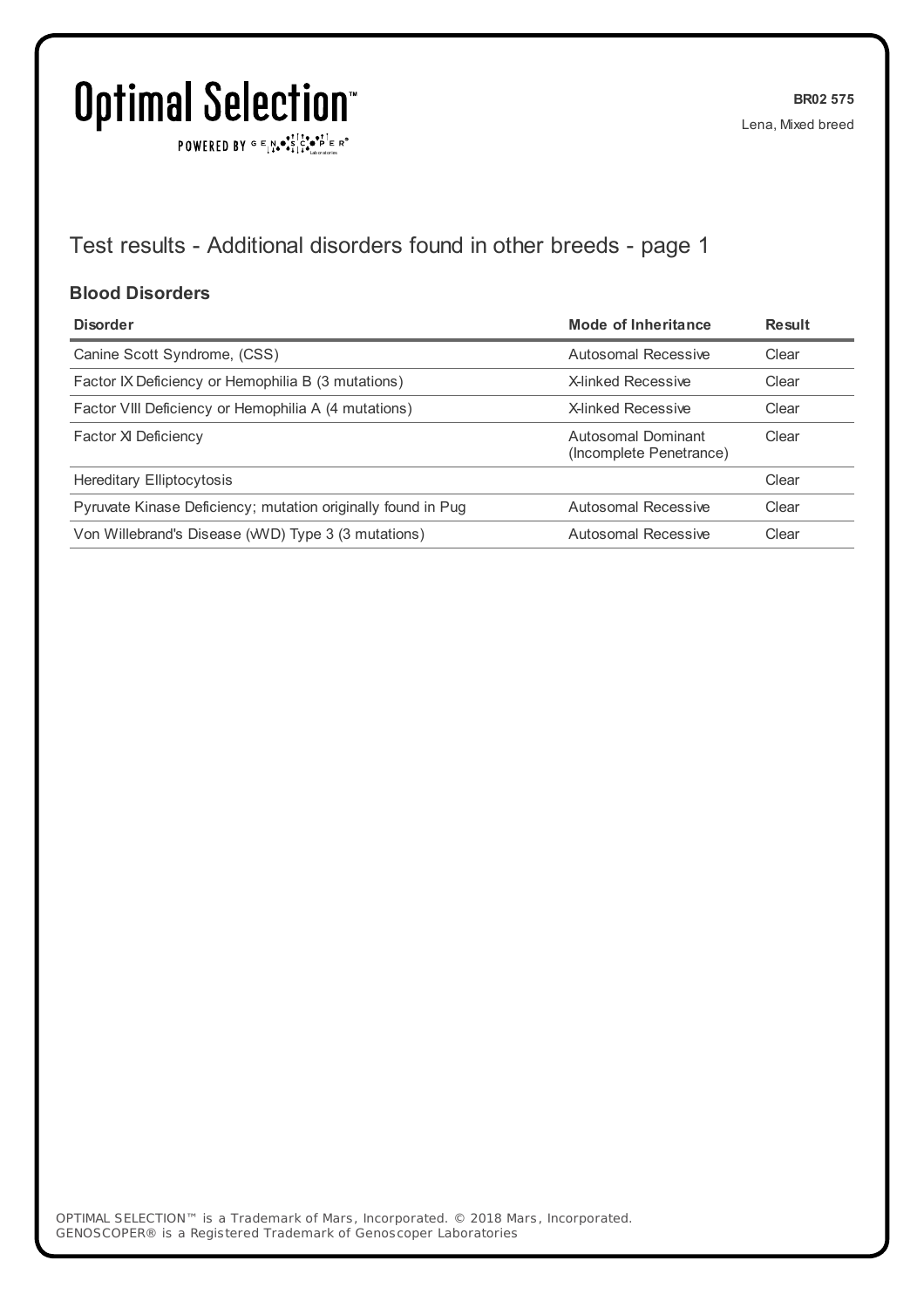## Test results - Additional disorders found in other breeds - page 1

### Blood Disorders

| Disorder | Mode of Inheritance | Result |
|---|---|---|
| Canine Scott Syndrome, (CSS) | Autosomal Recessive | Clear |
| Factor IX Deficiency or Hemophilia B (3 mutations) | X-linked Recessive | Clear |
| Factor VIII Deficiency or Hemophilia A (4 mutations) | X-linked Recessive | Clear |
| Factor XI Deficiency | Autosomal Dominant (Incomplete Penetrance) | Clear |
| Hereditary Elliptocytosis | | Clear |
| Pyruvate Kinase Deficiency; mutation originally found in Pug | Autosomal Recessive | Clear |
| Von Willebrand's Disease (vWD) Type 3 (3 mutations) | Autosomal Recessive | Clear |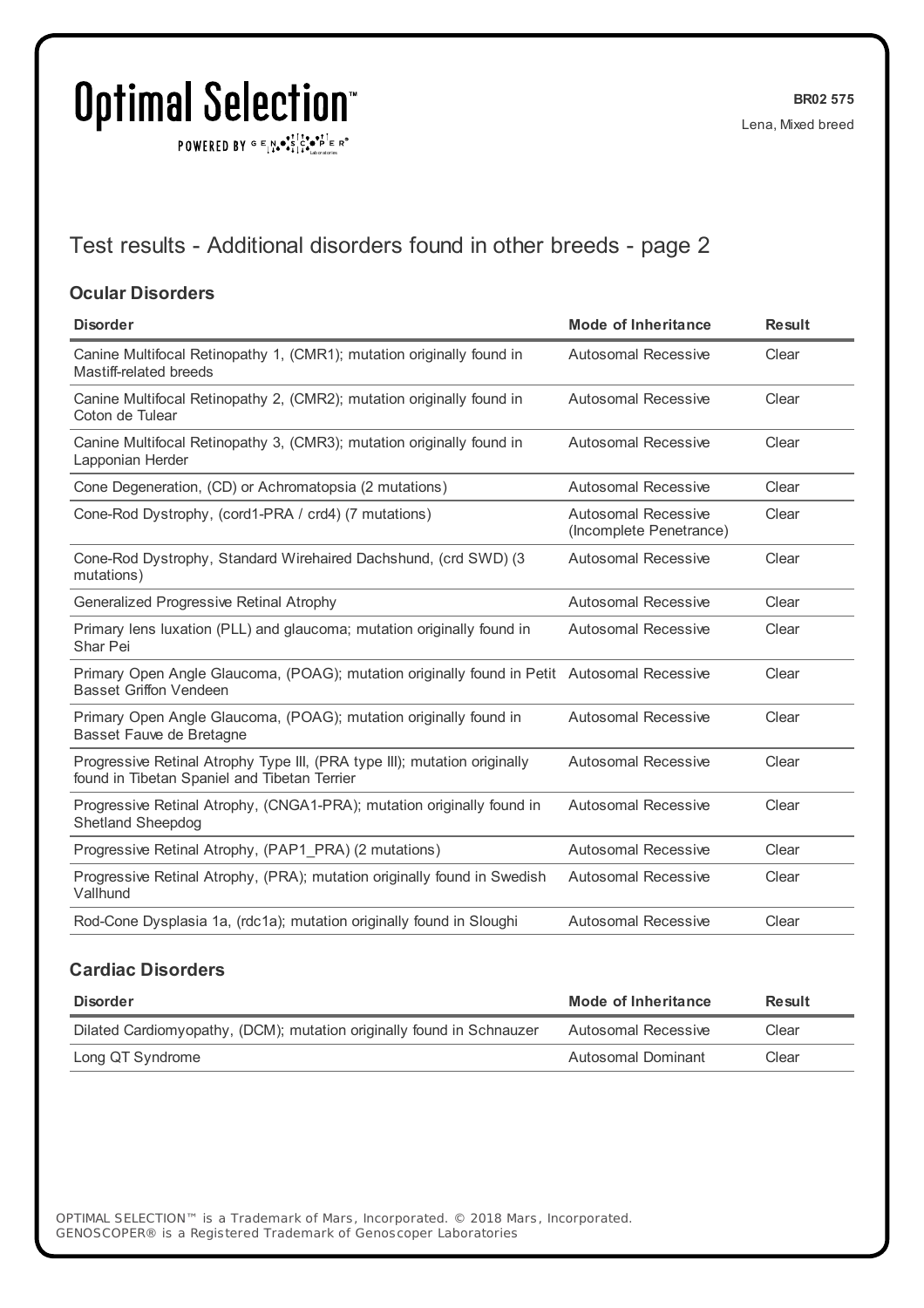Test results - Additional disorders found in other breeds - page 2

### Ocular Disorders

| Disorder | Mode of Inheritance | Result |
|---|---|---|
| Canine Multifocal Retinopathy 1, (CMR1); mutation originally found in Mastiff-related breeds | Autosomal Recessive | Clear |
| Canine Multifocal Retinopathy 2, (CMR2); mutation originally found in Coton de Tulear | Autosomal Recessive | Clear |
| Canine Multifocal Retinopathy 3, (CMR3); mutation originally found in Lapponian Herder | Autosomal Recessive | Clear |
| Cone Degeneration, (CD) or Achromatopsia (2 mutations) | Autosomal Recessive | Clear |
| Cone-Rod Dystrophy, (cord1-PRA / crd4) (7 mutations) | Autosomal Recessive (Incomplete Penetrance) | Clear |
| Cone-Rod Dystrophy, Standard Wirehaired Dachshund, (crd SWD) (3 mutations) | Autosomal Recessive | Clear |
| Generalized Progressive Retinal Atrophy | Autosomal Recessive | Clear |
| Primary lens luxation (PLL) and glaucoma; mutation originally found in Shar Pei | Autosomal Recessive | Clear |
| Primary Open Angle Glaucoma, (POAG); mutation originally found in Petit Basset Griffon Vendeen | Autosomal Recessive | Clear |
| Primary Open Angle Glaucoma, (POAG); mutation originally found in Basset Fauve de Bretagne | Autosomal Recessive | Clear |
| Progressive Retinal Atrophy Type III, (PRA type III); mutation originally found in Tibetan Spaniel and Tibetan Terrier | Autosomal Recessive | Clear |
| Progressive Retinal Atrophy, (CNGA1-PRA); mutation originally found in Shetland Sheepdog | Autosomal Recessive | Clear |
| Progressive Retinal Atrophy, (PAP1_PRA) (2 mutations) | Autosomal Recessive | Clear |
| Progressive Retinal Atrophy, (PRA); mutation originally found in Swedish Vallhund | Autosomal Recessive | Clear |
| Rod-Cone Dysplasia 1a, (rdc1a); mutation originally found in Sloughi | Autosomal Recessive | Clear |

### Cardiac Disorders

| Disorder | Mode of Inheritance | Result |
|---|---|---|
| Dilated Cardiomyopathy, (DCM); mutation originally found in Schnauzer | Autosomal Recessive | Clear |
| Long QT Syndrome | Autosomal Dominant | Clear |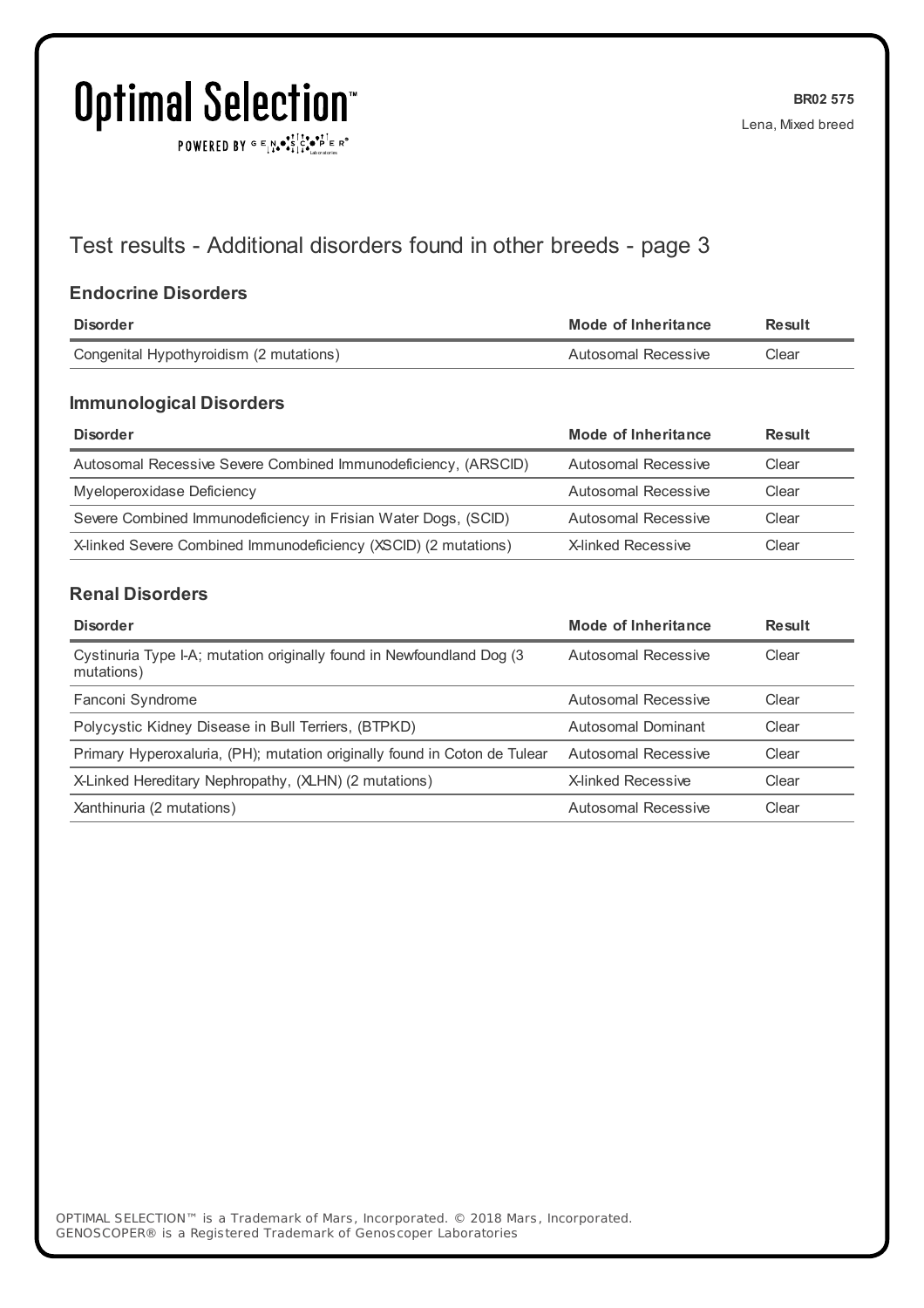# Test results - Additional disorders found in other breeds - page 3

### Endocrine Disorders

| Disorder | Mode of Inheritance | Result |
|---|---|---|
| Congenital Hypothyroidism (2 mutations) | Autosomal Recessive | Clear |

### Immunological Disorders

| Disorder | Mode of Inheritance | Result |
|---|---|---|
| Autosomal Recessive Severe Combined Immunodeficiency, (ARSCID) | Autosomal Recessive | Clear |
| Myeloperoxidase Deficiency | Autosomal Recessive | Clear |
| Severe Combined Immunodeficiency in Frisian Water Dogs, (SCID) | Autosomal Recessive | Clear |
| X-linked Severe Combined Immunodeficiency (XSCID) (2 mutations) | X-linked Recessive | Clear |

### Renal Disorders

| Disorder | Mode of Inheritance | Result |
|---|---|---|
| Cystinuria Type I-A; mutation originally found in Newfoundland Dog (3 mutations) | Autosomal Recessive | Clear |
| Fanconi Syndrome | Autosomal Recessive | Clear |
| Polycystic Kidney Disease in Bull Terriers, (BTPKD) | Autosomal Dominant | Clear |
| Primary Hyperoxaluria, (PH); mutation originally found in Coton de Tulear | Autosomal Recessive | Clear |
| X-Linked Hereditary Nephropathy, (XLHN) (2 mutations) | X-linked Recessive | Clear |
| Xanthinuria (2 mutations) | Autosomal Recessive | Clear |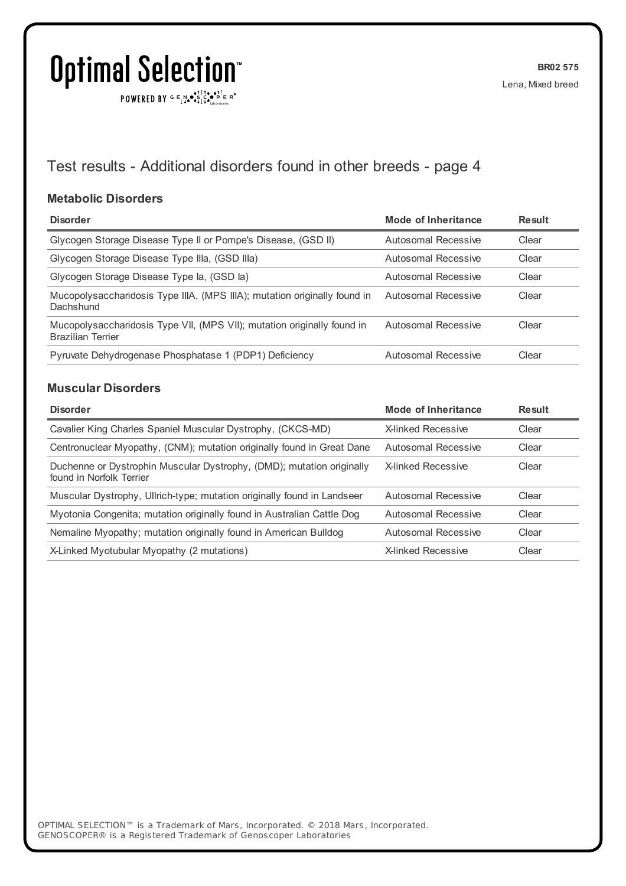## Test results - Additional disorders found in other breeds - page 4

### Metabolic Disorders

| Disorder | Mode of Inheritance | Result |
|---|---|---|
| Glycogen Storage Disease Type II or Pompe's Disease, (GSD II) | Autosomal Recessive | Clear |
| Glycogen Storage Disease Type IIIa, (GSD IIIa) | Autosomal Recessive | Clear |
| Glycogen Storage Disease Type Ia, (GSD Ia) | Autosomal Recessive | Clear |
| Mucopolysaccharidosis Type IIIA, (MPS IIIA); mutation originally found in Dachshund | Autosomal Recessive | Clear |
| Mucopolysaccharidosis Type VII, (MPS VII); mutation originally found in Brazilian Terrier | Autosomal Recessive | Clear |
| Pyruvate Dehydrogenase Phosphatase 1 (PDP1) Deficiency | Autosomal Recessive | Clear |

### Muscular Disorders

| Disorder | Mode of Inheritance | Result |
|---|---|---|
| Cavalier King Charles Spaniel Muscular Dystrophy, (CKCS-MD) | X-linked Recessive | Clear |
| Centronuclear Myopathy, (CNM); mutation originally found in Great Dane | Autosomal Recessive | Clear |
| Duchenne or Dystrophin Muscular Dystrophy, (DMD); mutation originally found in Norfolk Terrier | X-linked Recessive | Clear |
| Muscular Dystrophy, Ullrich-type; mutation originally found in Landseer | Autosomal Recessive | Clear |
| Myotonia Congenita; mutation originally found in Australian Cattle Dog | Autosomal Recessive | Clear |
| Nemaline Myopathy; mutation originally found in American Bulldog | Autosomal Recessive | Clear |
| X-Linked Myotubular Myopathy (2 mutations) | X-linked Recessive | Clear |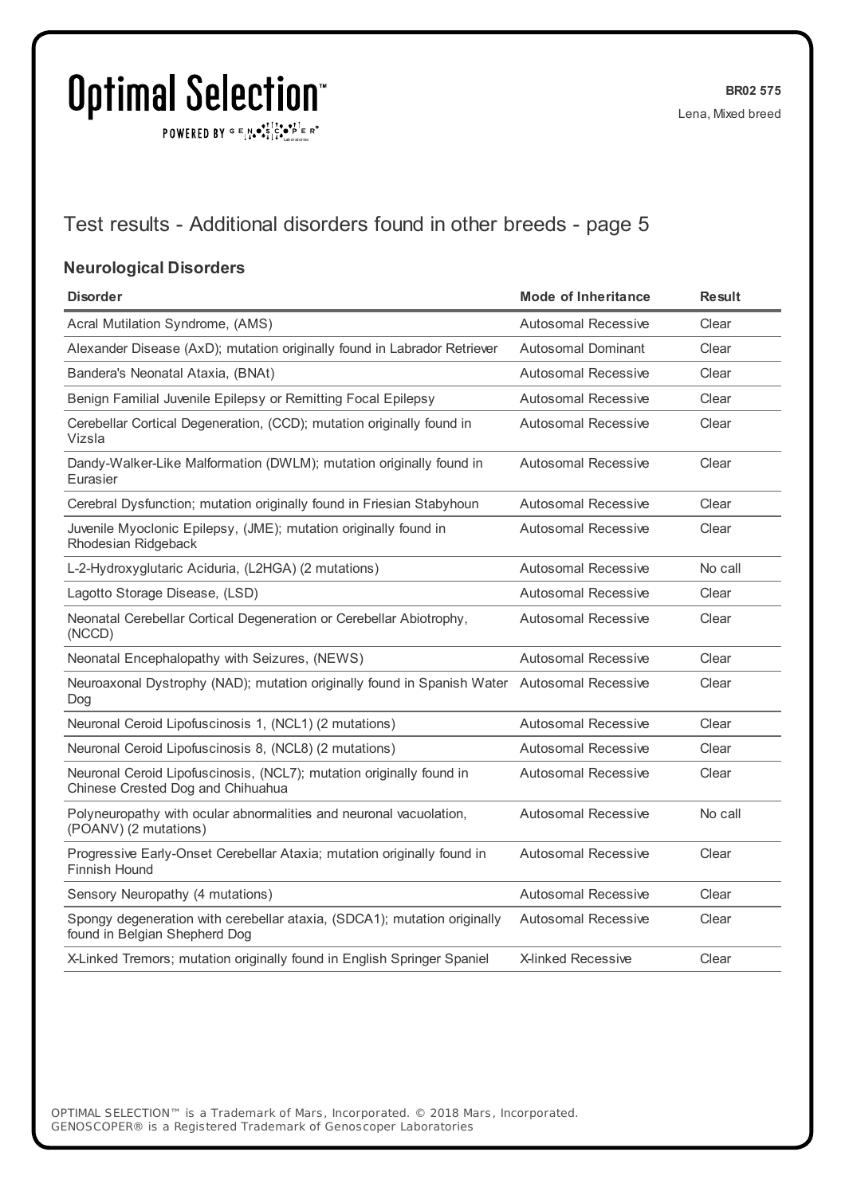## Test results - Additional disorders found in other breeds - page 5

### Neurological Disorders

| Disorder | Mode of Inheritance | Result |
|---|---|---|
| Acral Mutilation Syndrome, (AMS) | Autosomal Recessive | Clear |
| Alexander Disease (AxD); mutation originally found in Labrador Retriever | Autosomal Dominant | Clear |
| Bandera's Neonatal Ataxia, (BNAt) | Autosomal Recessive | Clear |
| Benign Familial Juvenile Epilepsy or Remitting Focal Epilepsy | Autosomal Recessive | Clear |
| Cerebellar Cortical Degeneration, (CCD); mutation originally found in Vizsla | Autosomal Recessive | Clear |
| Dandy-Walker-Like Malformation (DWLM); mutation originally found in Eurasier | Autosomal Recessive | Clear |
| Cerebral Dysfunction; mutation originally found in Friesian Stabyhoun | Autosomal Recessive | Clear |
| Juvenile Myoclonic Epilepsy, (JME); mutation originally found in Rhodesian Ridgeback | Autosomal Recessive | Clear |
| L-2-Hydroxyglutaric Aciduria, (L2HGA) (2 mutations) | Autosomal Recessive | No call |
| Lagotto Storage Disease, (LSD) | Autosomal Recessive | Clear |
| Neonatal Cerebellar Cortical Degeneration or Cerebellar Abiotrophy, (NCCD) | Autosomal Recessive | Clear |
| Neonatal Encephalopathy with Seizures, (NEWS) | Autosomal Recessive | Clear |
| Neuroaxonal Dystrophy (NAD); mutation originally found in Spanish Water Dog | Autosomal Recessive | Clear |
| Neuronal Ceroid Lipofuscinosis 1, (NCL1) (2 mutations) | Autosomal Recessive | Clear |
| Neuronal Ceroid Lipofuscinosis 8, (NCL8) (2 mutations) | Autosomal Recessive | Clear |
| Neuronal Ceroid Lipofuscinosis, (NCL7); mutation originally found in Chinese Crested Dog and Chihuahua | Autosomal Recessive | Clear |
| Polyneuropathy with ocular abnormalities and neuronal vacuolation, (POANV) (2 mutations) | Autosomal Recessive | No call |
| Progressive Early-Onset Cerebellar Ataxia; mutation originally found in Finnish Hound | Autosomal Recessive | Clear |
| Sensory Neuropathy (4 mutations) | Autosomal Recessive | Clear |
| Spongy degeneration with cerebellar ataxia, (SDCA1); mutation originally found in Belgian Shepherd Dog | Autosomal Recessive | Clear |
| X-Linked Tremors; mutation originally found in English Springer Spaniel | X-linked Recessive | Clear |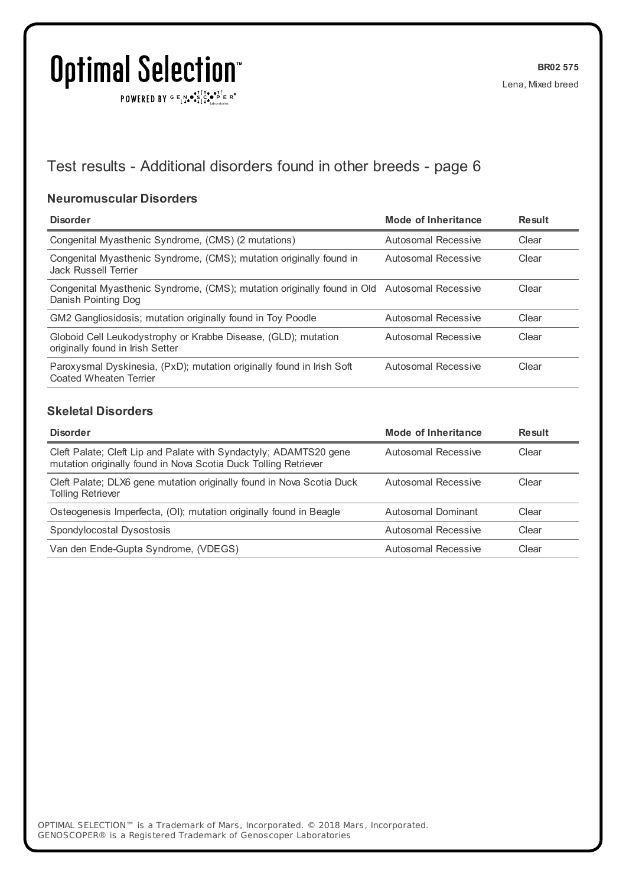# Test results - Additional disorders found in other breeds - page 6

### Neuromuscular Disorders

| Disorder | Mode of Inheritance | Result |
| --- | --- | --- |
| Congenital Myasthenic Syndrome, (CMS) (2 mutations) | Autosomal Recessive | Clear |
| Congenital Myasthenic Syndrome, (CMS); mutation originally found in Jack Russell Terrier | Autosomal Recessive | Clear |
| Congenital Myasthenic Syndrome, (CMS); mutation originally found in Old Danish Pointing Dog | Autosomal Recessive | Clear |
| GM2 Gangliosidosis; mutation originally found in Toy Poodle | Autosomal Recessive | Clear |
| Globoid Cell Leukodystrophy or Krabbe Disease, (GLD); mutation originally found in Irish Setter | Autosomal Recessive | Clear |
| Paroxysmal Dyskinesia, (PxD); mutation originally found in Irish Soft Coated Wheaten Terrier | Autosomal Recessive | Clear |

### Skeletal Disorders

| Disorder | Mode of Inheritance | Result |
| --- | --- | --- |
| Cleft Palate; Cleft Lip and Palate with Syndactyly; ADAMTS20 gene mutation originally found in Nova Scotia Duck Tolling Retriever | Autosomal Recessive | Clear |
| Cleft Palate; DLX6 gene mutation originally found in Nova Scotia Duck Tolling Retriever | Autosomal Recessive | Clear |
| Osteogenesis Imperfecta, (OI); mutation originally found in Beagle | Autosomal Dominant | Clear |
| Spondylocostal Dysostosis | Autosomal Recessive | Clear |
| Van den Ende-Gupta Syndrome, (VDEGS) | Autosomal Recessive | Clear |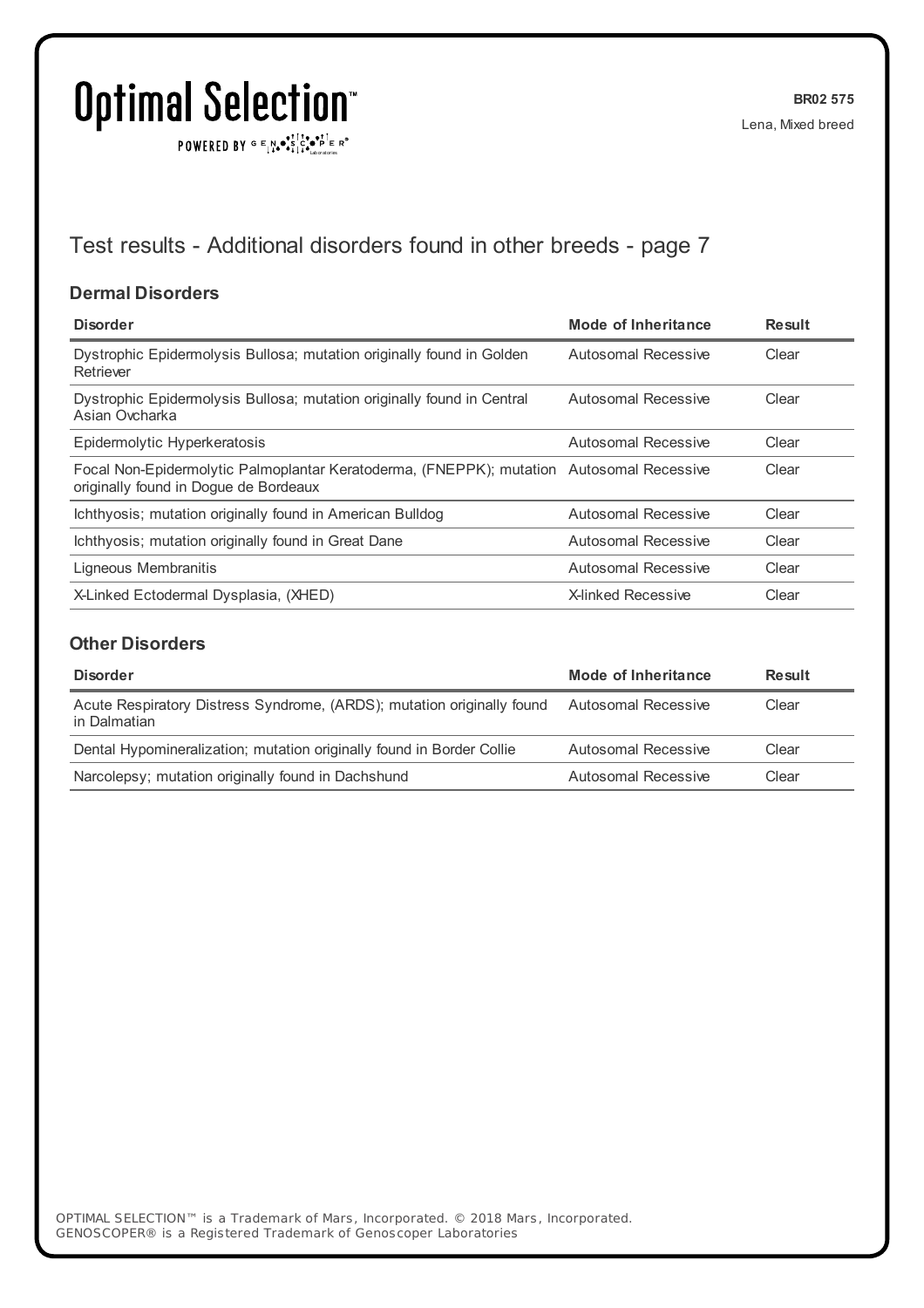## Test results - Additional disorders found in other breeds - page 7

### Dermal Disorders

| Disorder | Mode of Inheritance | Result |
|---|---|---|
| Dystrophic Epidermolysis Bullosa; mutation originally found in Golden Retriever | Autosomal Recessive | Clear |
| Dystrophic Epidermolysis Bullosa; mutation originally found in Central Asian Ovcharka | Autosomal Recessive | Clear |
| Epidermolytic Hyperkeratosis | Autosomal Recessive | Clear |
| Focal Non-Epidermolytic Palmoplantar Keratoderma, (FNEPPK); mutation originally found in Dogue de Bordeaux | Autosomal Recessive | Clear |
| Ichthyosis; mutation originally found in American Bulldog | Autosomal Recessive | Clear |
| Ichthyosis; mutation originally found in Great Dane | Autosomal Recessive | Clear |
| Ligneous Membranitis | Autosomal Recessive | Clear |
| X-Linked Ectodermal Dysplasia, (XHED) | X-linked Recessive | Clear |

### Other Disorders

| Disorder | Mode of Inheritance | Result |
|---|---|---|
| Acute Respiratory Distress Syndrome, (ARDS); mutation originally found in Dalmatian | Autosomal Recessive | Clear |
| Dental Hypomineralization; mutation originally found in Border Collie | Autosomal Recessive | Clear |
| Narcolepsy; mutation originally found in Dachshund | Autosomal Recessive | Clear |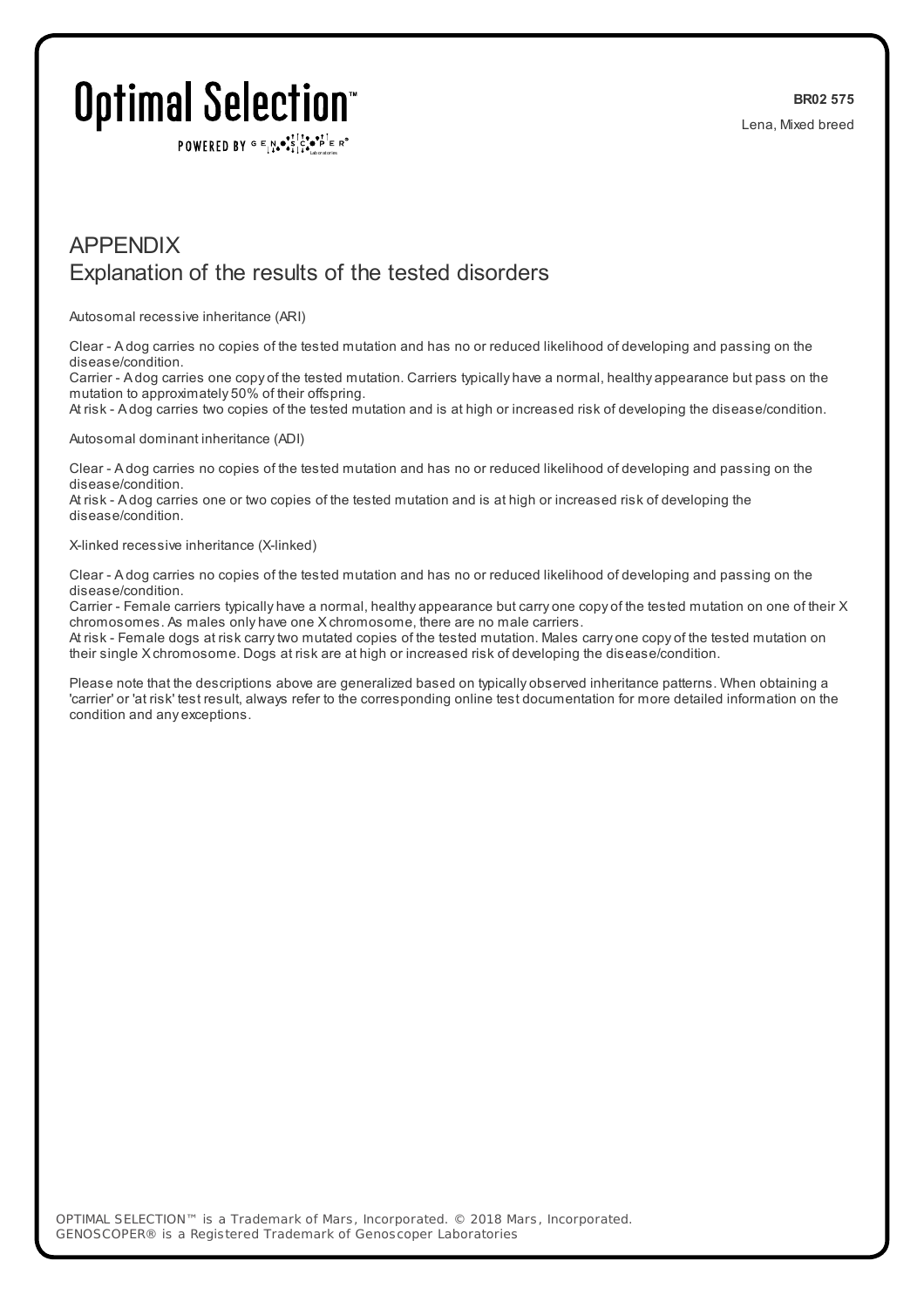# APPENDIX

## Explanation of the results of the tested disorders

Autosomal recessive inheritance (ARI)

Clear - A dog carries no copies of the tested mutation and has no or reduced likelihood of developing and passing on the disease/condition.
Carrier - A dog carries one copy of the tested mutation. Carriers typically have a normal, healthy appearance but pass on the mutation to approximately 50% of their offspring.
At risk - A dog carries two copies of the tested mutation and is at high or increased risk of developing the disease/condition.

Autosomal dominant inheritance (ADI)

Clear - A dog carries no copies of the tested mutation and has no or reduced likelihood of developing and passing on the disease/condition.
At risk - A dog carries one or two copies of the tested mutation and is at high or increased risk of developing the disease/condition.

X-linked recessive inheritance (X-linked)

Clear - A dog carries no copies of the tested mutation and has no or reduced likelihood of developing and passing on the disease/condition.
Carrier - Female carriers typically have a normal, healthy appearance but carry one copy of the tested mutation on one of their X chromosomes. As males only have one X chromosome, there are no male carriers.
At risk - Female dogs at risk carry two mutated copies of the tested mutation. Males carry one copy of the tested mutation on their single X chromosome. Dogs at risk are at high or increased risk of developing the disease/condition.

Please note that the descriptions above are generalized based on typically observed inheritance patterns. When obtaining a 'carrier' or 'at risk' test result, always refer to the corresponding online test documentation for more detailed information on the condition and any exceptions.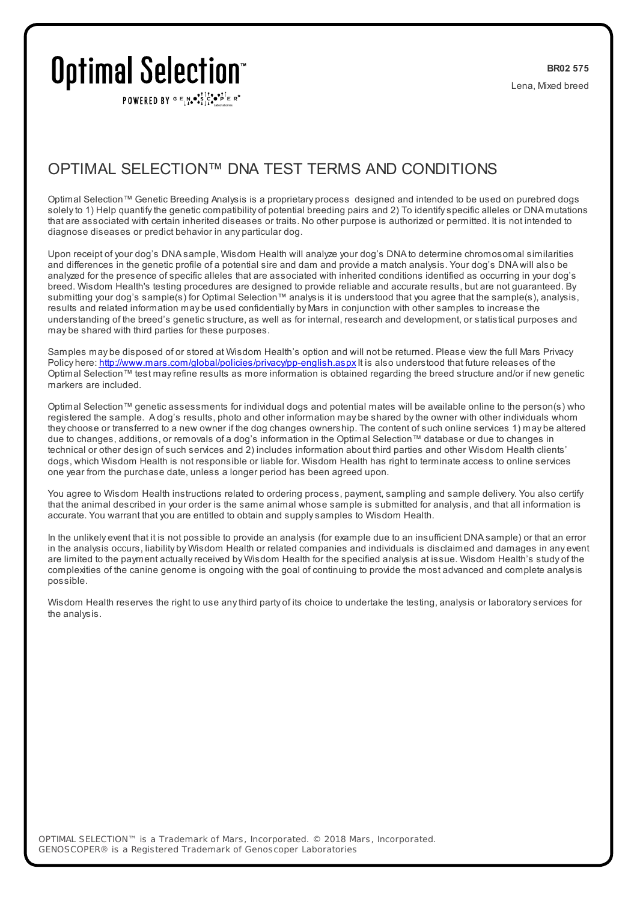# OPTIMAL SELECTION™ DNA TEST TERMS AND CONDITIONS

Optimal Selection™ Genetic Breeding Analysis is a proprietary process designed and intended to be used on purebred dogs solely to 1) Help quantify the genetic compatibility of potential breeding pairs and 2) To identify specific alleles or DNA mutations that are associated with certain inherited diseases or traits. No other purpose is authorized or permitted. It is not intended to diagnose diseases or predict behavior in any particular dog.

Upon receipt of your dog's DNA sample, Wisdom Health will analyze your dog's DNA to determine chromosomal similarities and differences in the genetic profile of a potential sire and dam and provide a match analysis. Your dog's DNA will also be analyzed for the presence of specific alleles that are associated with inherited conditions identified as occurring in your dog's breed. Wisdom Health's testing procedures are designed to provide reliable and accurate results, but are not guaranteed. By submitting your dog's sample(s) for Optimal Selection™ analysis it is understood that you agree that the sample(s), analysis, results and related information may be used confidentially by Mars in conjunction with other samples to increase the understanding of the breed's genetic structure, as well as for internal, research and development, or statistical purposes and may be shared with third parties for these purposes.

Samples may be disposed of or stored at Wisdom Health's option and will not be returned. Please view the full Mars Privacy Policy here: [http://www.mars.com/global/policies/privacy/pp-english.aspx](http://www.mars.com/global/policies/privacy/pp-english.aspx) It is also understood that future releases of the Optimal Selection™ test may refine results as more information is obtained regarding the breed structure and/or if new genetic markers are included.

Optimal Selection™ genetic assessments for individual dogs and potential mates will be available online to the person(s) who registered the sample. A dog's results, photo and other information may be shared by the owner with other individuals whom they choose or transferred to a new owner if the dog changes ownership. The content of such online services 1) may be altered due to changes, additions, or removals of a dog's information in the Optimal Selection™ database or due to changes in technical or other design of such services and 2) includes information about third parties and other Wisdom Health clients' dogs, which Wisdom Health is not responsible or liable for. Wisdom Health has right to terminate access to online services one year from the purchase date, unless a longer period has been agreed upon.

You agree to Wisdom Health instructions related to ordering process, payment, sampling and sample delivery. You also certify that the animal described in your order is the same animal whose sample is submitted for analysis, and that all information is accurate. You warrant that you are entitled to obtain and supply samples to Wisdom Health.

In the unlikely event that it is not possible to provide an analysis (for example due to an insufficient DNA sample) or that an error in the analysis occurs, liability by Wisdom Health or related companies and individuals is disclaimed and damages in any event are limited to the payment actually received by Wisdom Health for the specified analysis at issue. Wisdom Health's study of the complexities of the canine genome is ongoing with the goal of continuing to provide the most advanced and complete analysis possible.

Wisdom Health reserves the right to use any third party of its choice to undertake the testing, analysis or laboratory services for the analysis.